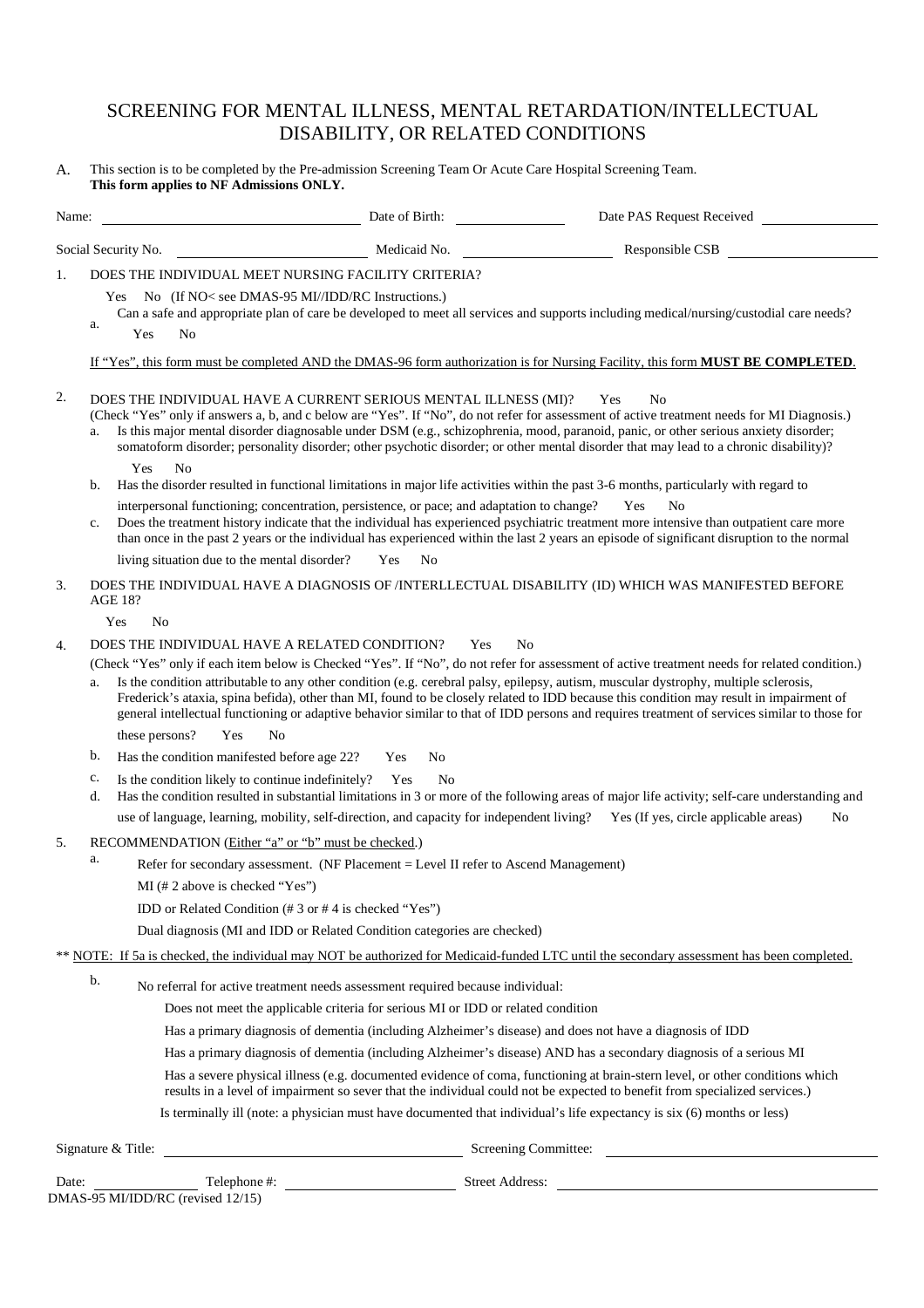# SCREENING FOR MENTAL ILLNESS, MENTAL RETARDATION/INTELLECTUAL DISABILITY, OR RELATED CONDITIONS

A. This section is to be completed by the Pre-admission Screening Team Or Acute Care Hospital Screening Team.
**This form applies to NF Admissions ONLY.**

Name: ______________________ Date of Birth: ____________ Date PAS Request Received ____________

Social Security No. ______________________ Medicaid No. ____________ Responsible CSB ____________

1. DOES THE INDIVIDUAL MEET NURSING FACILITY CRITERIA?

   Yes No (If NO< see DMAS-95 MI//IDD/RC Instructions.)

   a. Can a safe and appropriate plan of care be developed to meet all services and supports including medical/nursing/custodial care needs?
      Yes No

   If "Yes", this form must be completed AND the DMAS-96 form authorization is for Nursing Facility, this form **MUST BE COMPLETED**.

2. DOES THE INDIVIDUAL HAVE A CURRENT SERIOUS MENTAL ILLNESS (MI)? Yes No
   (Check "Yes" only if answers a, b, and c below are "Yes". If "No", do not refer for assessment of active treatment needs for MI Diagnosis.)

   a. Is this major mental disorder diagnosable under DSM (e.g., schizophrenia, mood, paranoid, panic, or other serious anxiety disorder; somatoform disorder; personality disorder; other psychotic disorder; or other mental disorder that may lead to a chronic disability)?
      Yes No
   b. Has the disorder resulted in functional limitations in major life activities within the past 3-6 months, particularly with regard to interpersonal functioning; concentration, persistence, or pace; and adaptation to change? Yes No
   c. Does the treatment history indicate that the individual has experienced psychiatric treatment more intensive than outpatient care more than once in the past 2 years or the individual has experienced within the last 2 years an episode of significant disruption to the normal living situation due to the mental disorder? Yes No

3. DOES THE INDIVIDUAL HAVE A DIAGNOSIS OF /INTERLLECTUAL DISABILITY (ID) WHICH WAS MANIFESTED BEFORE AGE 18?

   Yes No

4. DOES THE INDIVIDUAL HAVE A RELATED CONDITION? Yes No
   (Check "Yes" only if each item below is Checked "Yes". If "No", do not refer for assessment of active treatment needs for related condition.)

   a. Is the condition attributable to any other condition (e.g. cerebral palsy, epilepsy, autism, muscular dystrophy, multiple sclerosis, Frederick's ataxia, spina befida), other than MI, found to be closely related to IDD because this condition may result in impairment of general intellectual functioning or adaptive behavior similar to that of IDD persons and requires treatment of services similar to those for these persons? Yes No
   b. Has the condition manifested before age 22? Yes No
   c. Is the condition likely to continue indefinitely? Yes No
   d. Has the condition resulted in substantial limitations in 3 or more of the following areas of major life activity; self-care understanding and use of language, learning, mobility, self-direction, and capacity for independent living? Yes (If yes, circle applicable areas) No

5. RECOMMENDATION (Either "a" or "b" must be checked.)

   a. Refer for secondary assessment. (NF Placement = Level II refer to Ascend Management)

      MI (# 2 above is checked "Yes")

      IDD or Related Condition (# 3 or # 4 is checked "Yes")

      Dual diagnosis (MI and IDD or Related Condition categories are checked)

** NOTE: If 5a is checked, the individual may NOT be authorized for Medicaid-funded LTC until the secondary assessment has been completed.

   b. No referral for active treatment needs assessment required because individual:

      Does not meet the applicable criteria for serious MI or IDD or related condition

      Has a primary diagnosis of dementia (including Alzheimer's disease) and does not have a diagnosis of IDD

      Has a primary diagnosis of dementia (including Alzheimer's disease) AND has a secondary diagnosis of a serious MI

      Has a severe physical illness (e.g. documented evidence of coma, functioning at brain-stern level, or other conditions which results in a level of impairment so sever that the individual could not be expected to benefit from specialized services.)

      Is terminally ill (note: a physician must have documented that individual's life expectancy is six (6) months or less)

Signature & Title: ______________________ Screening Committee: ______________________

Date: ____________ Telephone #: ____________ Street Address: ______________________

DMAS-95 MI/IDD/RC (revised 12/15)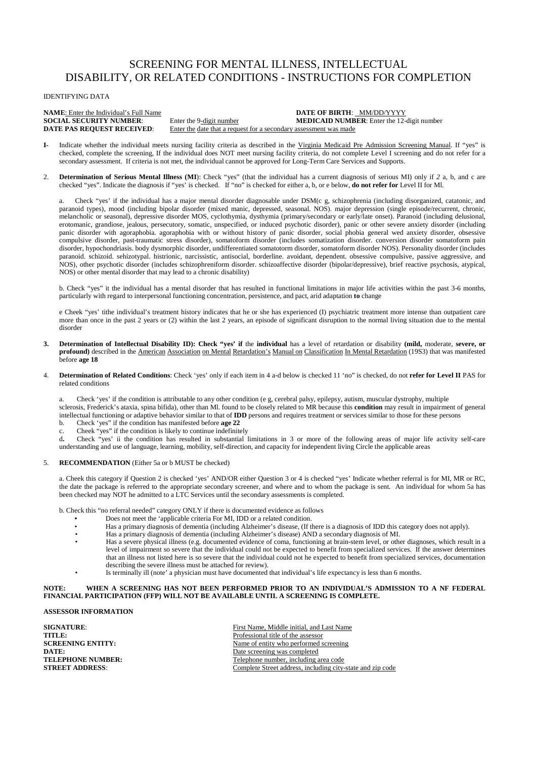# SCREENING FOR MENTAL ILLNESS, INTELLECTUAL DISABILITY, OR RELATED CONDITIONS - INSTRUCTIONS FOR COMPLETION

IDENTIFYING DATA

**NAME**: Enter the Individual's Full Name | **DATE OF BIRTH**: MM/DD/YYYY
**SOCIAL SECURITY NUMBER**: Enter the 9-digit number | **MEDICAID NUMBER**: Enter the 12-digit number
**DATE PAS REQUEST RECEIVED**: Enter the date that a request for a secondary assessment was made

**I-** Indicate whether the individual meets nursing facility criteria as described in the Virginia Medicaid Pre Admission Screening Manual. If "yes" is checked, complete the screening, If the individual does NOT meet nursing facility criteria, do not complete Level I screening and do not refer for a secondary assessment. If criteria is not met, the individual cannot be approved for Long-Term Care Services and Supports.

2. **Determination of Serious Mental Illness (MI)**: Check "yes" (that the individual has a current diagnosis of serious MI) only if *2* a, b, and c are checked "yes". Indicate the diagnosis if "yes' is checked. If "no" is checked for either a, b, or e below, **do not refer for** Level II for Ml.

   a. Check "yes' if the individual has a major mental disorder diagnosable under DSM(c g, schizophrenia (including disorganized, catatonic, and paranoid types), mood (including bipolar disorder (mixed manic, depressed, seasonal. NOS). major depression (single episode/recurrent, chronic, melancholic or seasonal), depressive disorder MOS, cyclothymia, dysthymia (primary/secondary or early/late onset). Paranoid (including delusional, erotomanic, grandiose, jealous, persecutory, somatic, unspecified, or induced psychotic disorder), panic or other severe anxiety disorder (including panic disorder with agoraphobia. agoraphobia with or without history of panic disorder, social phobia general wed anxiety disorder, obsessive compulsive disorder, past-traumatic stress disorder), somatoform disorder (includes somatization disorder. conversion disorder somatoform pain disorder, hypochondriasis. body dysmorphic disorder, undifferentiated somatotorm disorder, somatoform disorder NOS). Personality disorder (includes paranoid. schizoid. sehizotypal. histrionic, narcissistic, antisocial, borderline. avoidant, dependent. obsessive compulsive, passive aggressive, and NOS), other psychotic disorder (includes schizophreniform disorder. schizoaffective disorder (bipolar/depressive), brief reactive psychosis, atypical, NOS) or other mental disorder that may lead to a chronic disability)

   b. Check "yes" it the individual has a mental disorder that has resulted in functional limitations in major life activities within the past 3-6 months, particularly with regard to interpersonal functioning concentration, persistence, and pact, arid adaptation **to** change

   e Cheek "yes' tithe individual's treatment history indicates that he or she has experienced (I) psychiatric treatment more intense than outpatient care more than once in the past 2 years or (2) within the last 2 years, an episode of significant disruption to the normal living situation due to the mental disorder

3. **Determination of Intellectual Disability ID): Check "yes' if** the **individual** has a level of retardation or disability **(mild,** moderate, **severe, or profound)** described in the American Association on Mental Retardation's Manual on Classification In Mental Retardation (19S3) that was manifested before **age 18**

4. **Determination of Related Conditions**: Check 'yes' only if each item in 4 a-d below is checked 11 'no" is checked, do not **refer for Level II** PAS for related conditions

   a. Check 'yes' if the condition is attributable to any other condition (e g, cerebral palsy, epilepsy, autism, muscular dystrophy, multiple sclerosis, Frederick's ataxia, spina bifida), other than Ml. found to be closely related to MR because this **condition** may result in impairment of general intellectual functioning or adaptive behavior similar to that of **IDD** persons and requires treatment or services similar to those for these persons
   b. Check 'yes" if the condition has manifested before **age 22**
   c. Cheek "yes" if the condition is likely to continue indefinitely
   d**.** Check "yes' ii the condition has resulted in substantial limitations in 3 or more of the following areas of major life activity self-care understanding and use of language, learning, mobility, self-direction, and capacity for independent living Circle the applicable areas

5. **RECOMMENDATION** (Either 5a or b MUST be checked)

   a. Cheek this category if Question 2 is checked 'yes' AND/OR either Question 3 or 4 is checked "yes' Indicate whether referral is for MI, MR or RC, the date the package is referred to the appropriate secondary screener, and where and to whom the package is sent. An individual for whom 5a has been checked may NOT he admitted to a LTC Services until the secondary assessments is completed.

   b. Check this "no referral needed" category ONLY if there is documented evidence as follows
   - Does not meet the 'applicable criteria For MI, IDD or a related condition.
   - Has a primary diagnosis of dementia (including Alzheimer's disease, (If there is a diagnosis of IDD this category does not apply).
   - Has a primary diagnosis of dementia (including Alzheimer's disease) AND a secondary diagnosis of MI.
   - Has a severe physical illness (e.g. documented evidence of coma, functioning at brain-stem level, or other diagnoses, which result in a level of impairment so severe that the individual could not be expected to benefit from specialized services. If the answer determines that an illness not listed here is so severe that the individual could not he expected to benefit from specialized services, documentation describing the severe illness must be attached for review).
   - Is terminally ill (note' a physician must have documented that individual's life expectancy is less than 6 months.

**NOTE: WHEN A SCREENING HAS NOT BEEN PERFORMED PRIOR TO AN INDIVIDUAL'S ADMISSION TO A NF FEDERAL FINANCIAL PARTICIPATION (FFP) WILL NOT BE AVAILABLE UNTIL A SCREENING IS COMPLETE.**

**ASSESSOR INFORMATION**

| | |
|---|---|
| **SIGNATURE**: | First Name, Middle initial, and Last Name |
| **TITLE:** | Professional title of the assessor |
| **SCREENING ENTITY:** | Name of entity who performed screening |
| **DATE:** | Date screening was completed |
| **TELEPHONE NUMBER:** | Telephone number, including area code |
| **STREET ADDRESS**: | Complete Street address, including city-state and zip code |